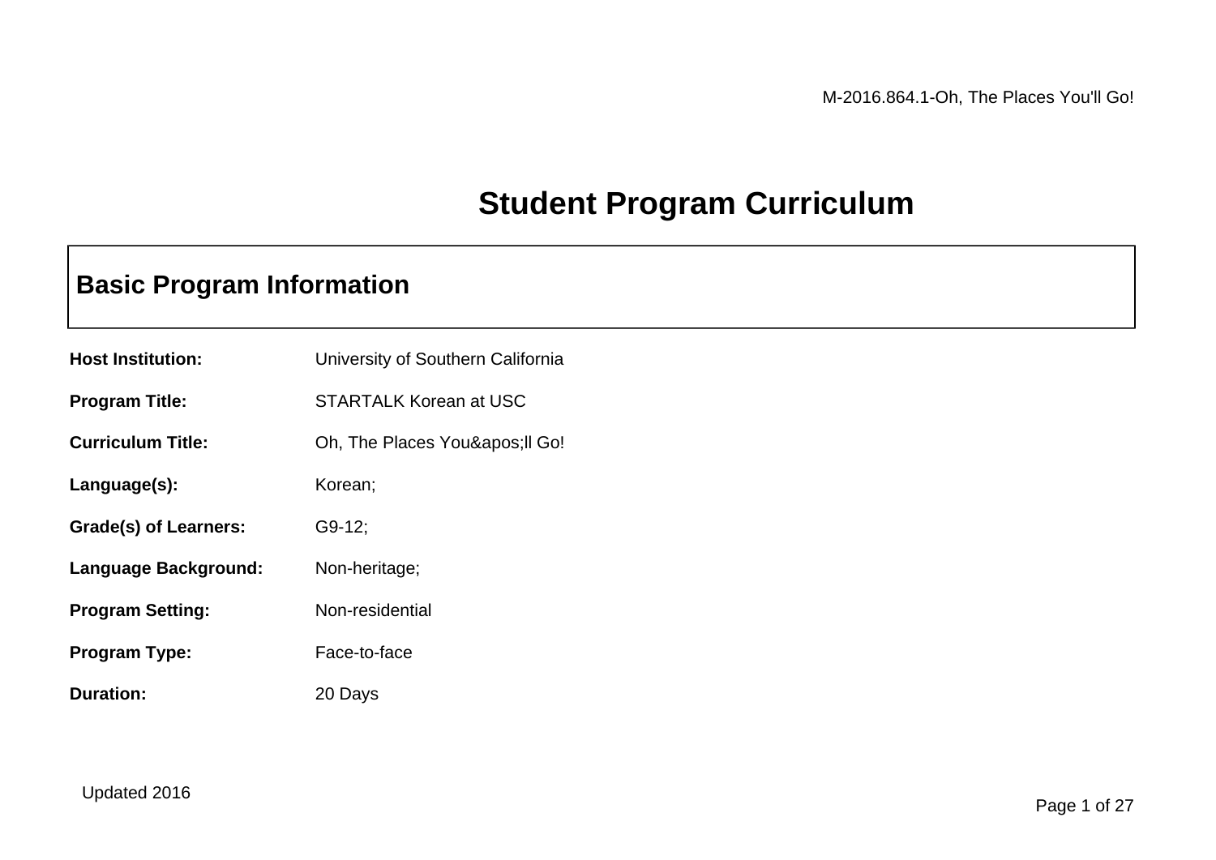# Student Program Curriculum

## Basic Program Information

**Host Institution:** University of Southern California

**Program Title:** STARTALK Korean at USC

**Curriculum Title:** Oh, The Places You&apos;ll Go!

**Language(s):** Korean;

**Grade(s) of Learners:** G9-12;

**Language Background:** Non-heritage;

**Program Setting:** Non-residential

**Program Type:** Face-to-face

**Duration:** 20 Days

Updated 2016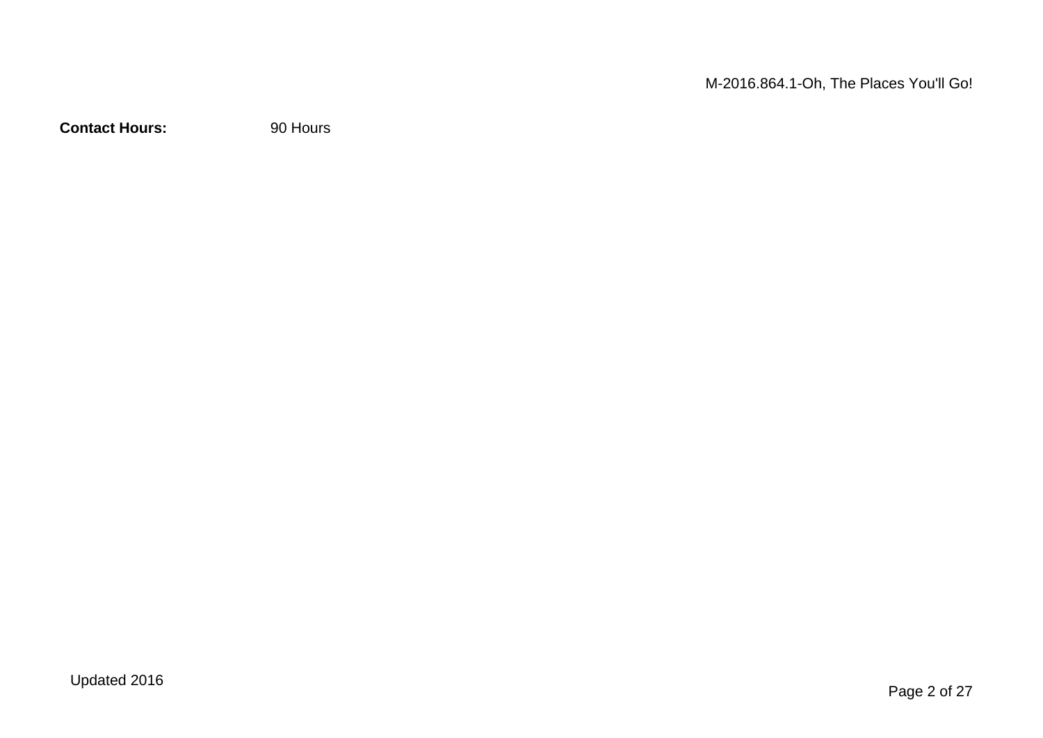**Contact Hours:** 90 Hours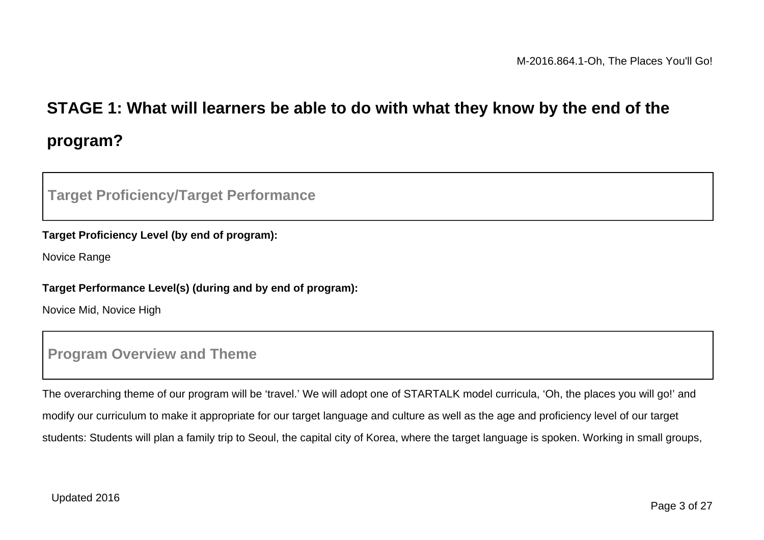## STAGE 1: What will learners be able to do with what they know by the end of the program?

### Target Proficiency/Target Performance

**Target Proficiency Level (by end of program):**

Novice Range

**Target Performance Level(s) (during and by end of program):**

Novice Mid, Novice High

### Program Overview and Theme

The overarching theme of our program will be ‘travel.’ We will adopt one of STARTALK model curricula, ‘Oh, the places you will go!’ and modify our curriculum to make it appropriate for our target language and culture as well as the age and proficiency level of our target students: Students will plan a family trip to Seoul, the capital city of Korea, where the target language is spoken. Working in small groups,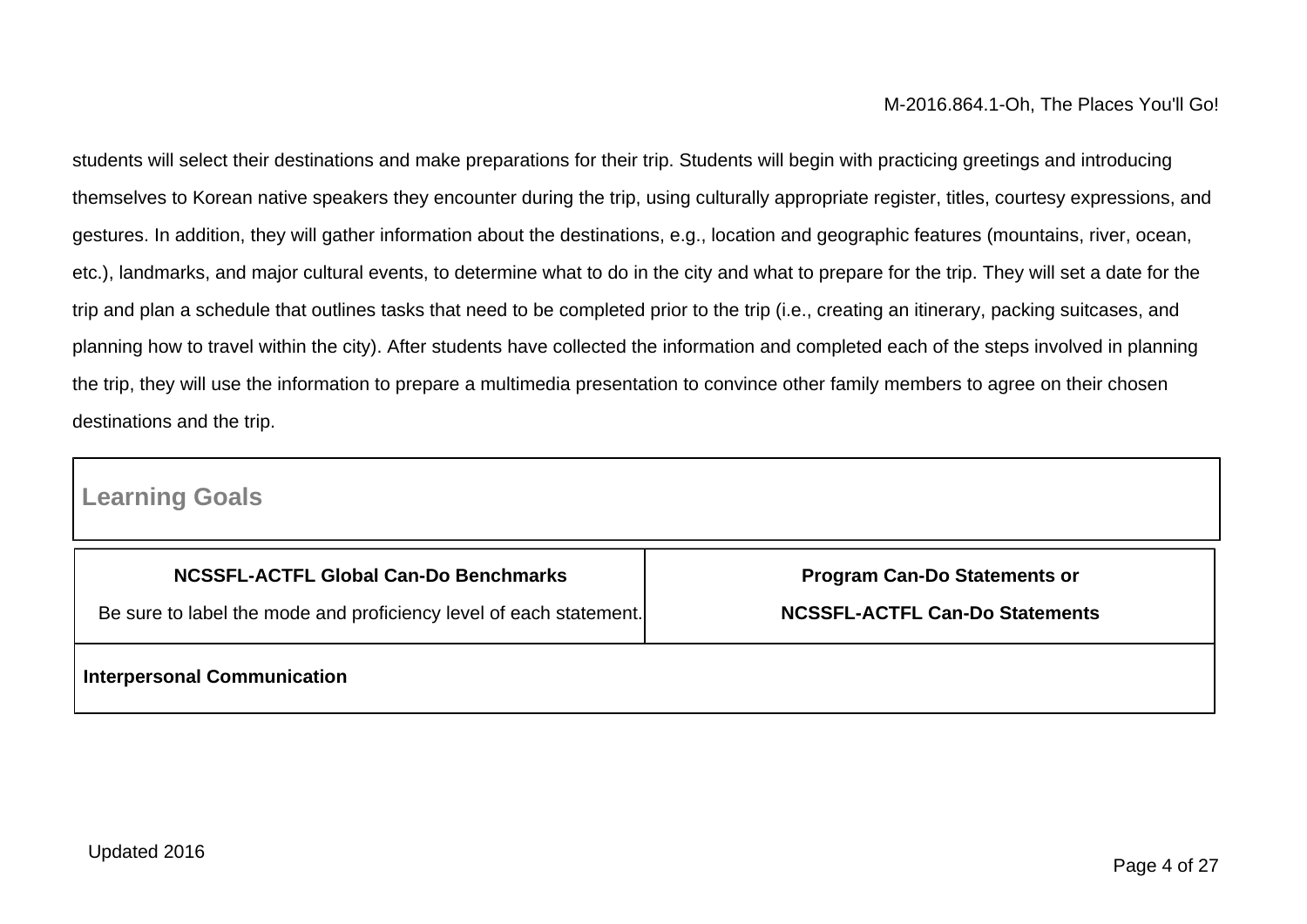students will select their destinations and make preparations for their trip. Students will begin with practicing greetings and introducing themselves to Korean native speakers they encounter during the trip, using culturally appropriate register, titles, courtesy expressions, and gestures. In addition, they will gather information about the destinations, e.g., location and geographic features (mountains, river, ocean, etc.), landmarks, and major cultural events, to determine what to do in the city and what to prepare for the trip. They will set a date for the trip and plan a schedule that outlines tasks that need to be completed prior to the trip (i.e., creating an itinerary, packing suitcases, and planning how to travel within the city). After students have collected the information and completed each of the steps involved in planning the trip, they will use the information to prepare a multimedia presentation to convince other family members to agree on their chosen destinations and the trip.

## Learning Goals

| **NCSSFL-ACTFL Global Can-Do Benchmarks**<br>Be sure to label the mode and proficiency level of each statement. | **Program Can-Do Statements or**<br>**NCSSFL-ACTFL Can-Do Statements** |
|---|---|
| **Interpersonal Communication** | |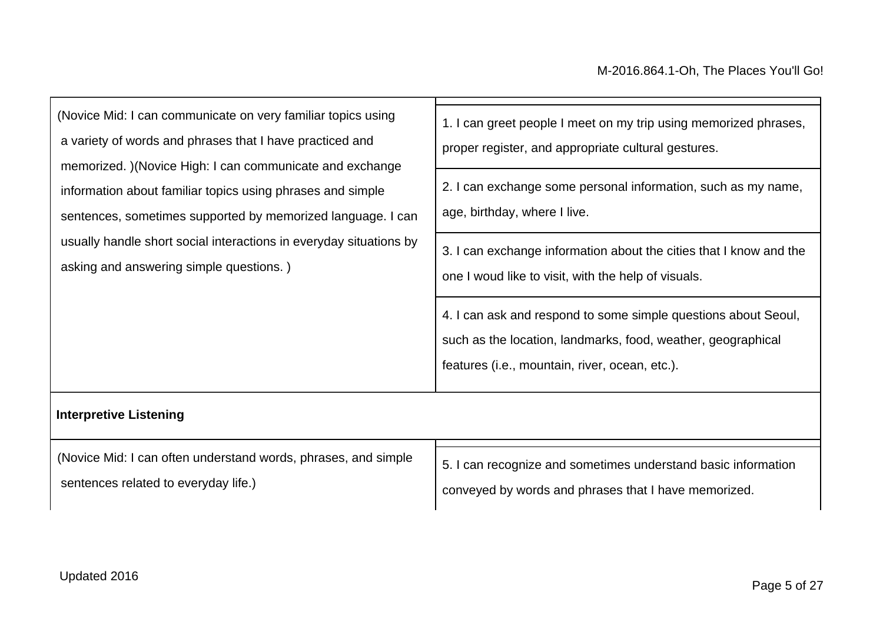| | |
|---|---|
| (Novice Mid: I can communicate on very familiar topics using a variety of words and phrases that I have practiced and memorized. )(Novice High: I can communicate and exchange information about familiar topics using phrases and simple sentences, sometimes supported by memorized language. I can usually handle short social interactions in everyday situations by asking and answering simple questions. ) | 1. I can greet people I meet on my trip using memorized phrases, proper register, and appropriate cultural gestures.<br>2. I can exchange some personal information, such as my name, age, birthday, where I live.<br>3. I can exchange information about the cities that I know and the one I woud like to visit, with the help of visuals.<br>4. I can ask and respond to some simple questions about Seoul, such as the location, landmarks, food, weather, geographical features (i.e., mountain, river, ocean, etc.). |
| **Interpretive Listening** | |
| (Novice Mid: I can often understand words, phrases, and simple sentences related to everyday life.) | 5. I can recognize and sometimes understand basic information conveyed by words and phrases that I have memorized. |

Updated 2016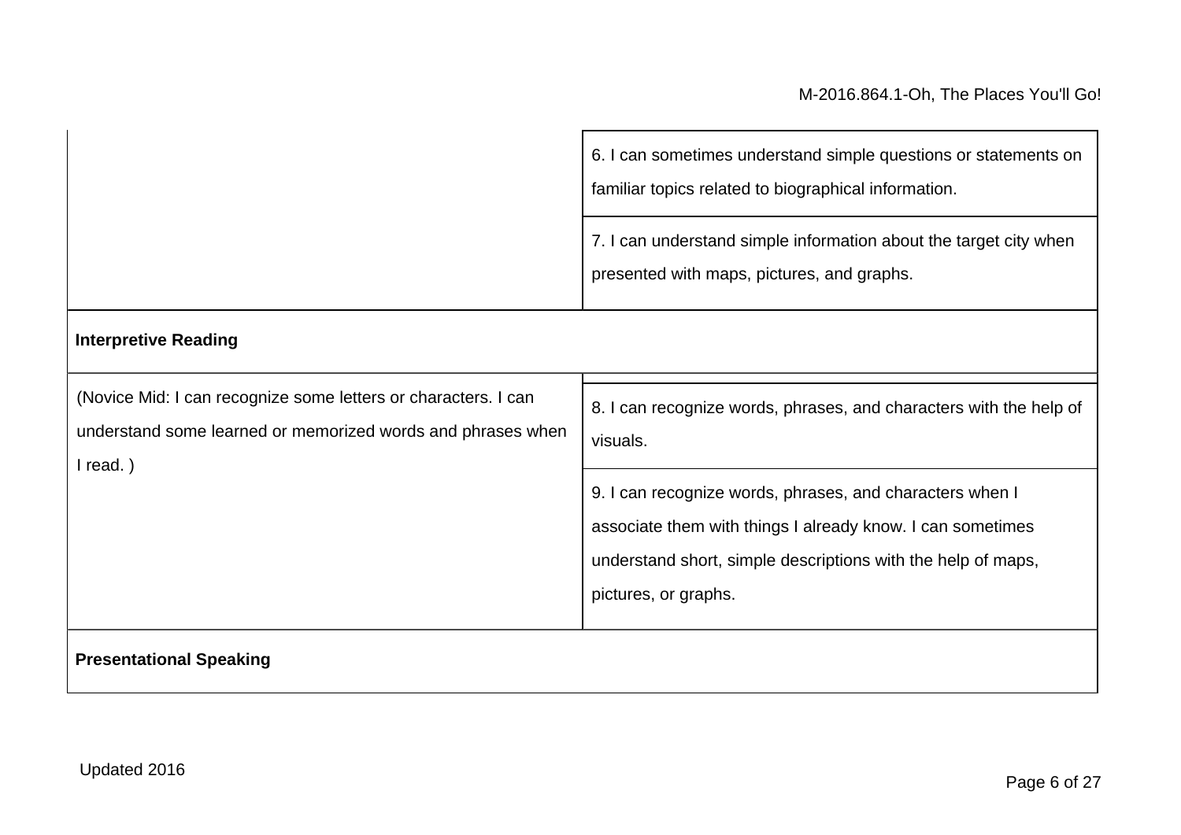| | |
|---|---|
| | 6. I can sometimes understand simple questions or statements on familiar topics related to biographical information. |
| | 7. I can understand simple information about the target city when presented with maps, pictures, and graphs. |
| **Interpretive Reading** | |
| (Novice Mid: I can recognize some letters or characters. I can understand some learned or memorized words and phrases when I read. ) | 8. I can recognize words, phrases, and characters with the help of visuals. |
| | 9. I can recognize words, phrases, and characters when I associate them with things I already know. I can sometimes understand short, simple descriptions with the help of maps, pictures, or graphs. |
| **Presentational Speaking** | |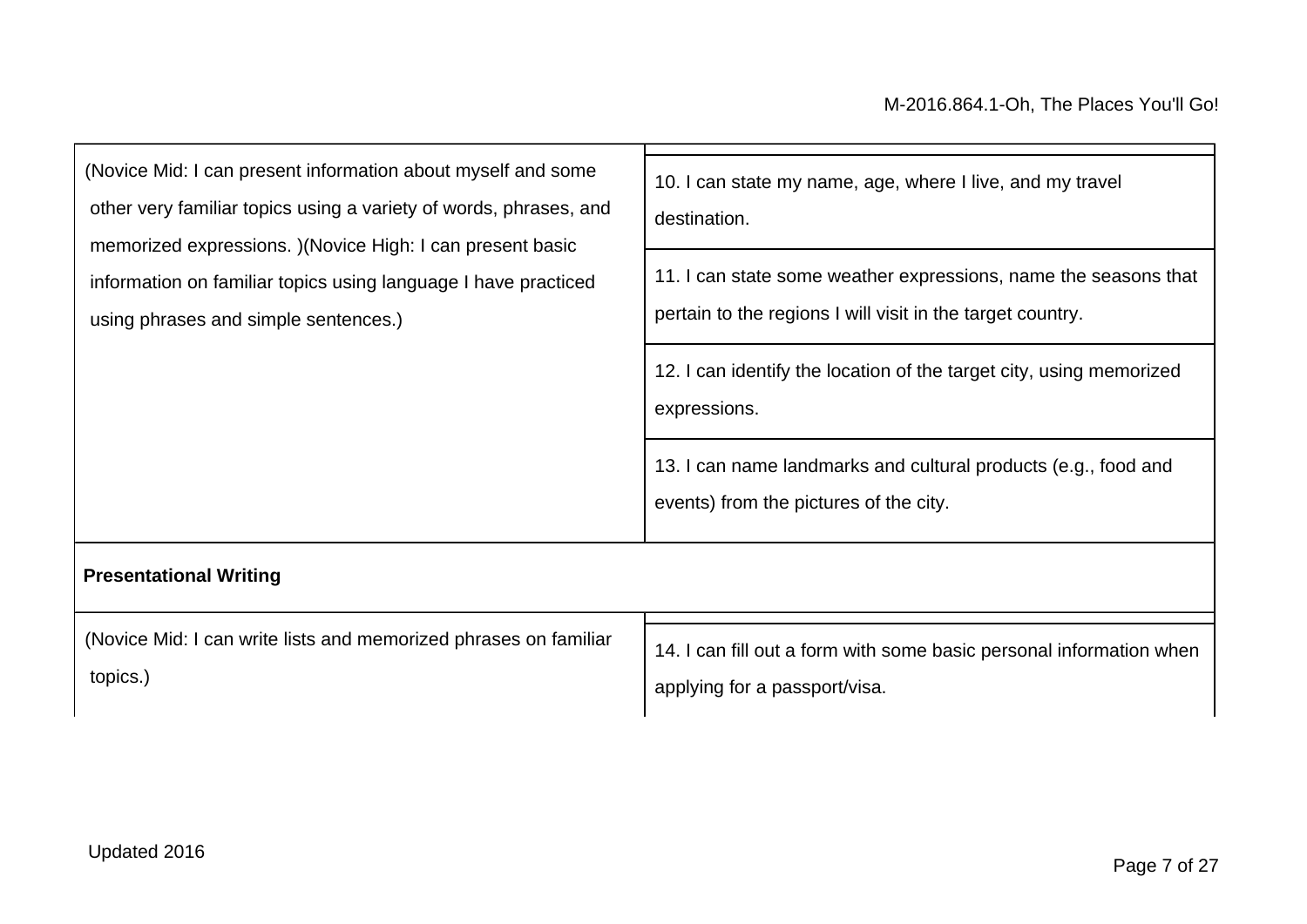| | |
|---|---|
| (Novice Mid: I can present information about myself and some other very familiar topics using a variety of words, phrases, and memorized expressions. )(Novice High: I can present basic information on familiar topics using language I have practiced using phrases and simple sentences.) | 10. I can state my name, age, where I live, and my travel destination. |
| | 11. I can state some weather expressions, name the seasons that pertain to the regions I will visit in the target country. |
| | 12. I can identify the location of the target city, using memorized expressions. |
| | 13. I can name landmarks and cultural products (e.g., food and events) from the pictures of the city. |
| **Presentational Writing** | |
| (Novice Mid: I can write lists and memorized phrases on familiar topics.) | 14. I can fill out a form with some basic personal information when applying for a passport/visa. |

Updated 2016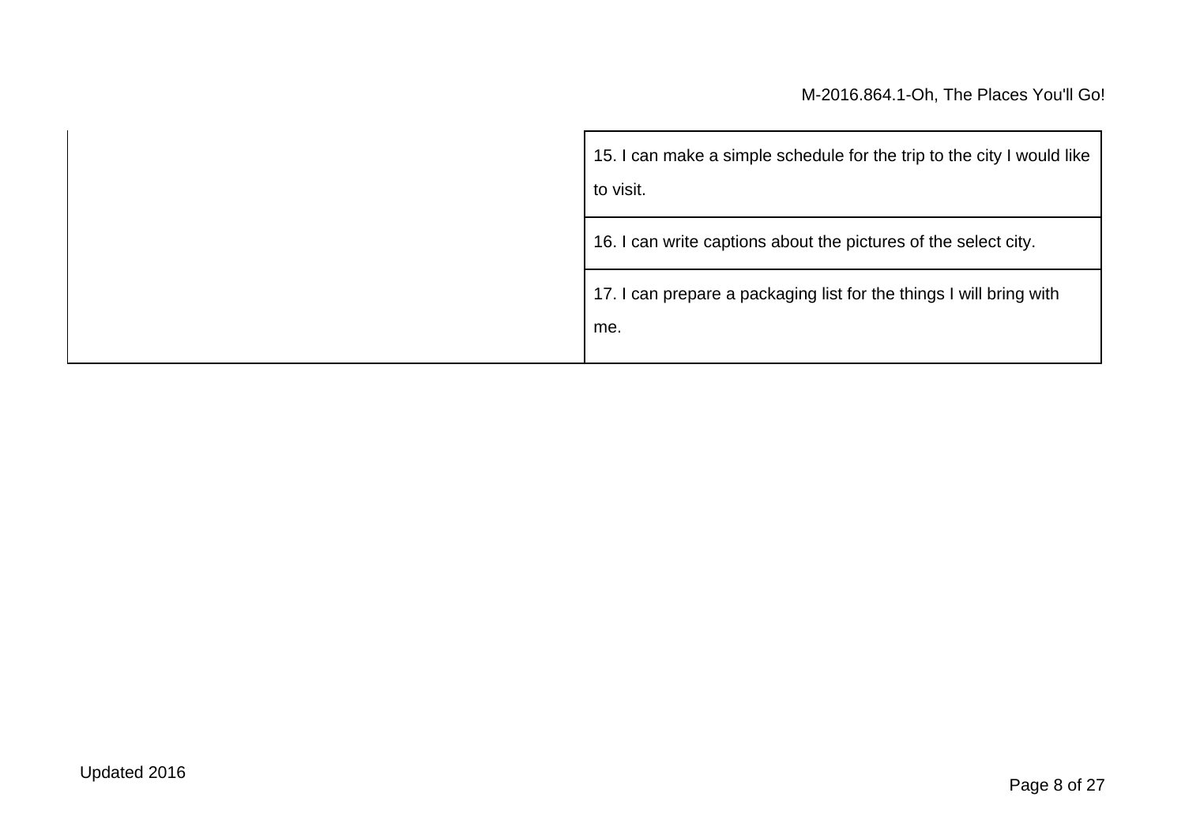| | |
|---|---|
| | 15. I can make a simple schedule for the trip to the city I would like to visit. |
| | 16. I can write captions about the pictures of the select city. |
| | 17. I can prepare a packaging list for the things I will bring with me. |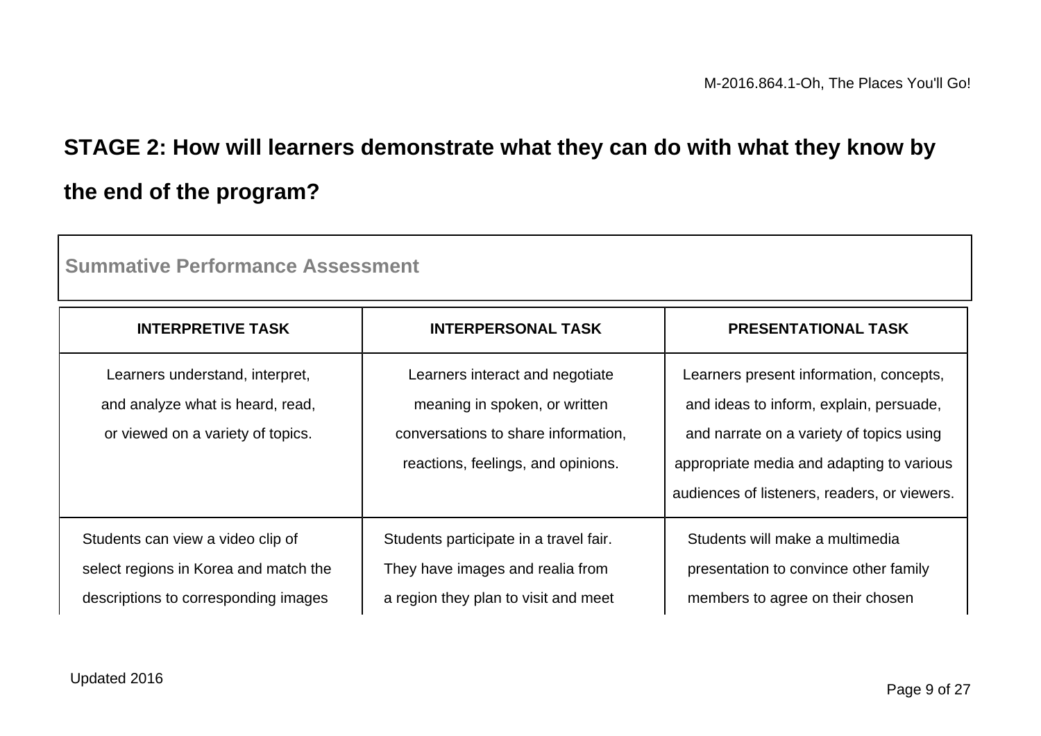## STAGE 2: How will learners demonstrate what they can do with what they know by the end of the program?

| Summative Performance Assessment | | |
|---|---|---|
| **INTERPRETIVE TASK** | **INTERPERSONAL TASK** | **PRESENTATIONAL TASK** |
| Learners understand, interpret, and analyze what is heard, read, or viewed on a variety of topics. | Learners interact and negotiate meaning in spoken, or written conversations to share information, reactions, feelings, and opinions. | Learners present information, concepts, and ideas to inform, explain, persuade, and narrate on a variety of topics using appropriate media and adapting to various audiences of listeners, readers, or viewers. |
| Students can view a video clip of select regions in Korea and match the descriptions to corresponding images | Students participate in a travel fair. They have images and realia from a region they plan to visit and meet | Students will make a multimedia presentation to convince other family members to agree on their chosen |

Updated 2016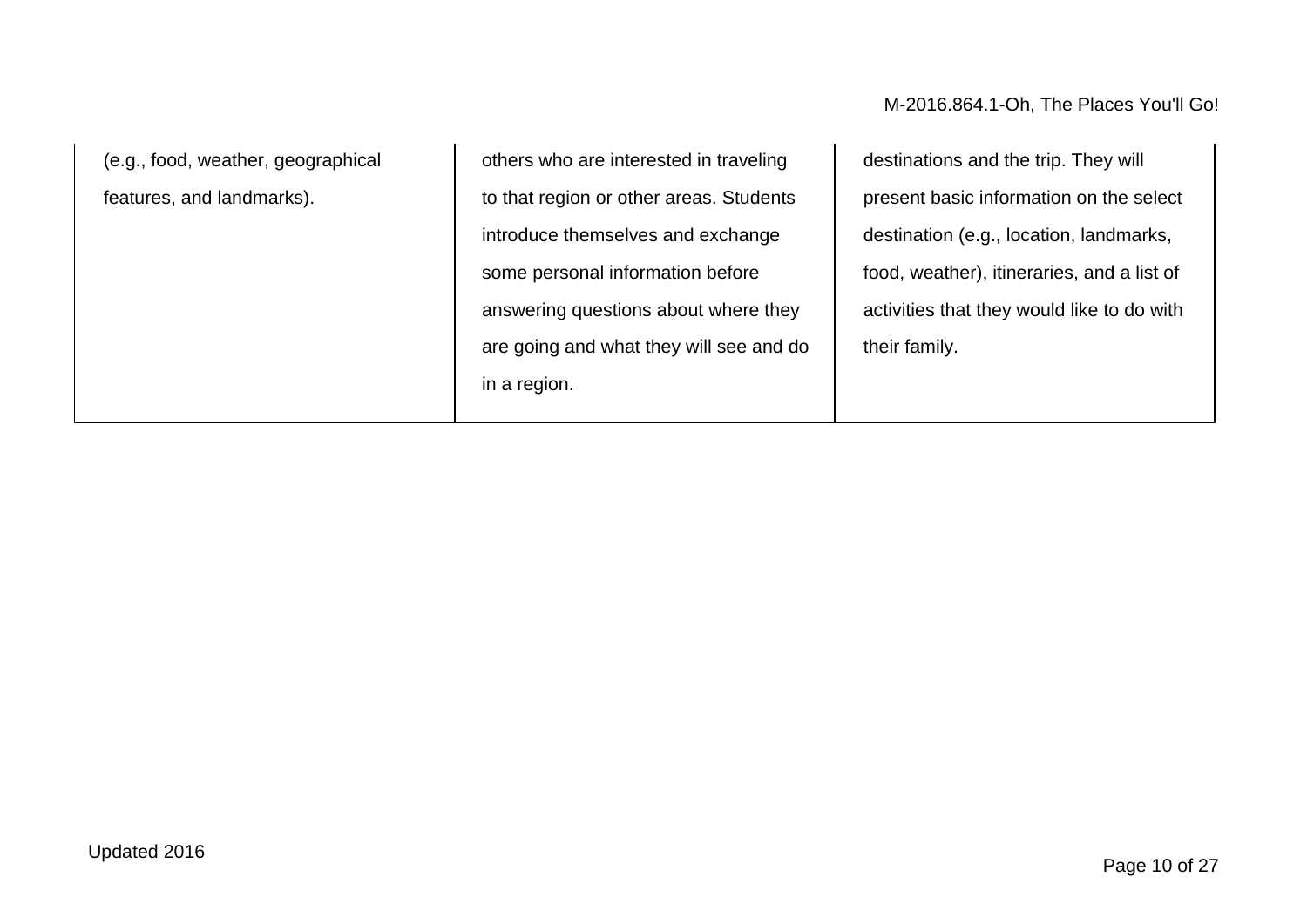| | | |
|---|---|---|
| (e.g., food, weather, geographical features, and landmarks). | others who are interested in traveling to that region or other areas. Students introduce themselves and exchange some personal information before answering questions about where they are going and what they will see and do in a region. | destinations and the trip. They will present basic information on the select destination (e.g., location, landmarks, food, weather), itineraries, and a list of activities that they would like to do with their family. |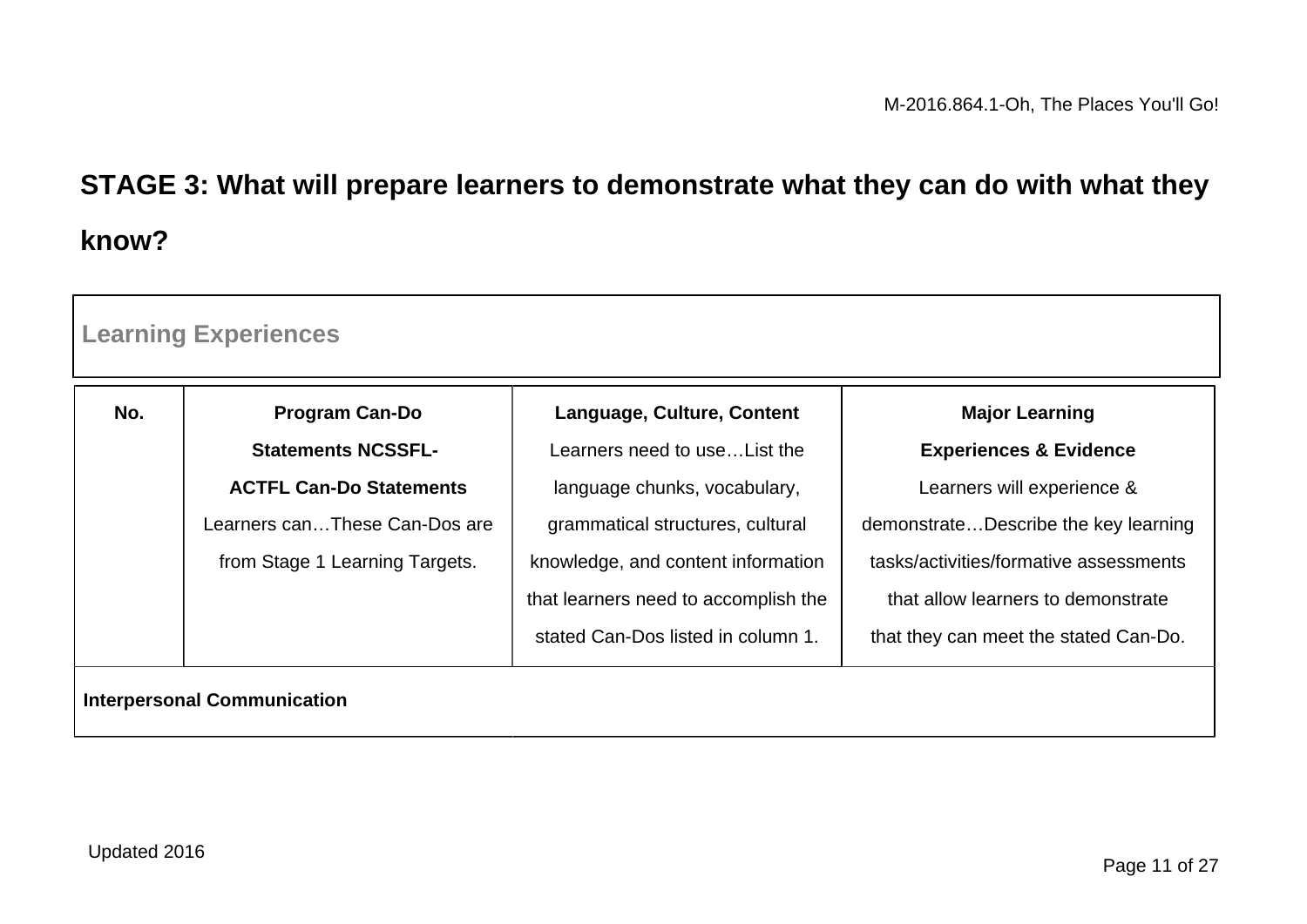## STAGE 3: What will prepare learners to demonstrate what they can do with what they know?

**Learning Experiences**

| No. | **Program Can-Do Statements NCSSFL-ACTFL Can-Do Statements** Learners can…These Can-Dos are from Stage 1 Learning Targets. | **Language, Culture, Content** Learners need to use…List the language chunks, vocabulary, grammatical structures, cultural knowledge, and content information that learners need to accomplish the stated Can-Dos listed in column 1. | **Major Learning Experiences & Evidence** Learners will experience & demonstrate…Describe the key learning tasks/activities/formative assessments that allow learners to demonstrate that they can meet the stated Can-Do. |
| --- | --- | --- | --- |
| **Interpersonal Communication** | | | |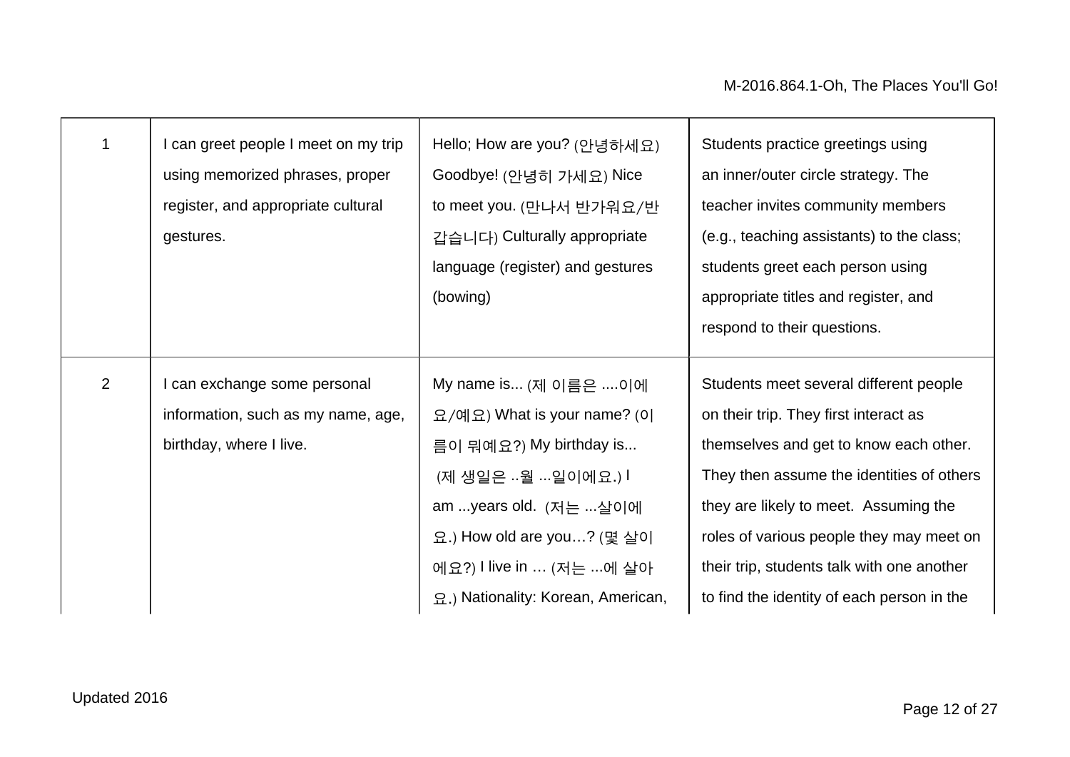| | | | |
|---|---|---|---|
| 1 | I can greet people I meet on my trip using memorized phrases, proper register, and appropriate cultural gestures. | Hello; How are you? (안녕하세요) Goodbye! (안녕히 가세요) Nice to meet you. (만나서 반가워요/반갑습니다) Culturally appropriate language (register) and gestures (bowing) | Students practice greetings using an inner/outer circle strategy. The teacher invites community members (e.g., teaching assistants) to the class; students greet each person using appropriate titles and register, and respond to their questions. |
| 2 | I can exchange some personal information, such as my name, age, birthday, where I live. | My name is... (제 이름은 ....이에요/예요) What is your name? (이름이 뭐예요?) My birthday is... (제 생일은 ..월 ...일이에요.) I am ...years old. (저는 ...살이에요.) How old are you…? (몇 살이에요?) I live in … (저는 ...에 살아요.) Nationality: Korean, American, | Students meet several different people on their trip. They first interact as themselves and get to know each other. They then assume the identities of others they are likely to meet. Assuming the roles of various people they may meet on their trip, students talk with one another to find the identity of each person in the |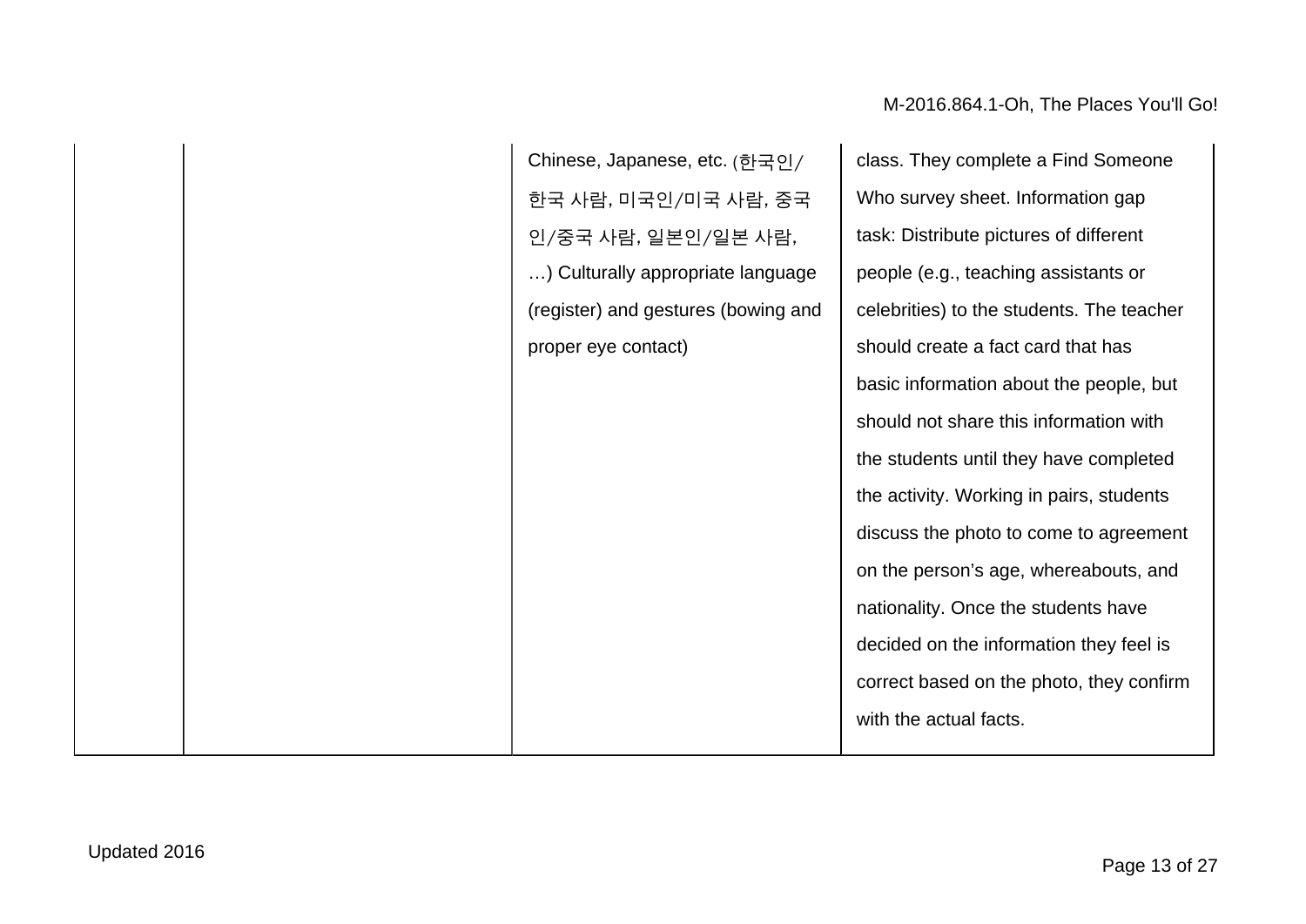| | | | |
|---|---|---|---|
| | | Chinese, Japanese, etc. (한국인/한국 사람, 미국인/미국 사람, 중국인/중국 사람, 일본인/일본 사람, …) Culturally appropriate language (register) and gestures (bowing and proper eye contact) | class. They complete a Find Someone Who survey sheet. Information gap task: Distribute pictures of different people (e.g., teaching assistants or celebrities) to the students. The teacher should create a fact card that has basic information about the people, but should not share this information with the students until they have completed the activity. Working in pairs, students discuss the photo to come to agreement on the person's age, whereabouts, and nationality. Once the students have decided on the information they feel is correct based on the photo, they confirm with the actual facts. |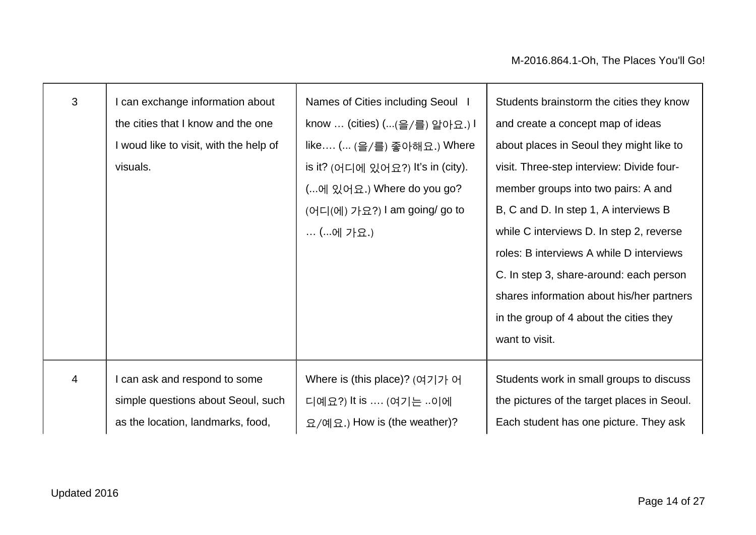| 3 | I can exchange information about the cities that I know and the one I woud like to visit, with the help of visuals. | Names of Cities including Seoul I know … (cities) (...(을/를) 알아요.) I like…. (... (을/를) 좋아해요.) Where is it? (어디에 있어요?) It's in (city). (...에 있어요.) Where do you go? (어디(에) 가요?) I am going/ go to … (...에 가요.) | Students brainstorm the cities they know and create a concept map of ideas about places in Seoul they might like to visit. Three-step interview: Divide four-member groups into two pairs: A and B, C and D. In step 1, A interviews B while C interviews D. In step 2, reverse roles: B interviews A while D interviews C. In step 3, share-around: each person shares information about his/her partners in the group of 4 about the cities they want to visit. |
|---|---|---|---|
| 4 | I can ask and respond to some simple questions about Seoul, such as the location, landmarks, food, | Where is (this place)? (여기가 어디예요?) It is …. (여기는 ..이에요/예요.) How is (the weather)? | Students work in small groups to discuss the pictures of the target places in Seoul. Each student has one picture. They ask |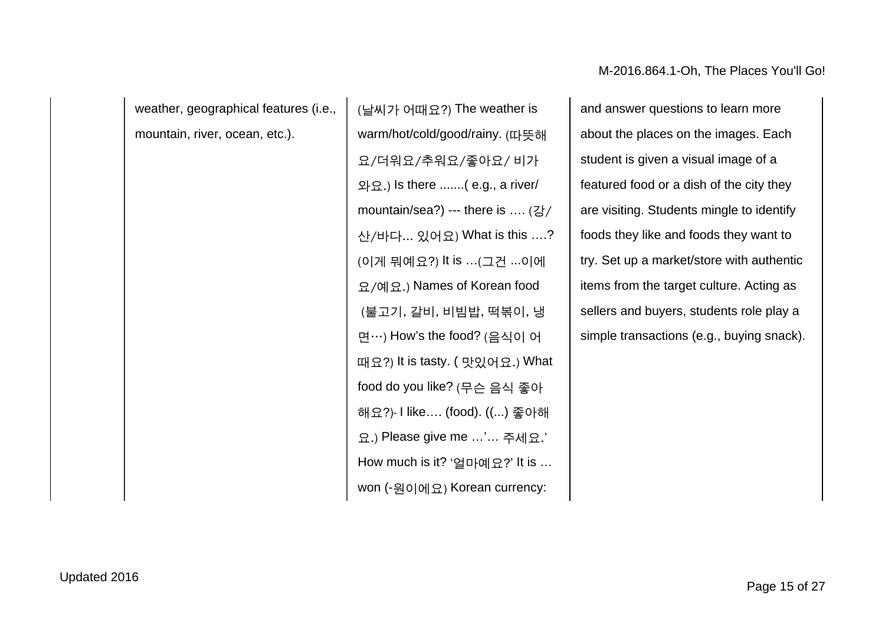|  | weather, geographical features (i.e., mountain, river, ocean, etc.). | (날씨가 어때요?) The weather is warm/hot/cold/good/rainy. (따뜻해요/더워요/추워요/좋아요/ 비가 와요.) Is there .......( e.g., a river/ mountain/sea?) --- there is …. (강/산/바다... 있어요) What is this ….? (이게 뭐예요?) It is …(그건 ...이에요/예요.) Names of Korean food (불고기, 갈비, 비빔밥, 떡볶이, 냉면⋯) How's the food? (음식이 어때요?) It is tasty. ( 맛있어요.) What food do you like? (무슨 음식 좋아해요?)- I like…. (food). ((...) 좋아해요.) Please give me …'… 주세요.' How much is it? '얼마예요?' It is … won (-원이에요) Korean currency: | and answer questions to learn more about the places on the images. Each student is given a visual image of a featured food or a dish of the city they are visiting. Students mingle to identify foods they like and foods they want to try. Set up a market/store with authentic items from the target culture. Acting as sellers and buyers, students role play a simple transactions (e.g., buying snack). |
|---|---|---|---|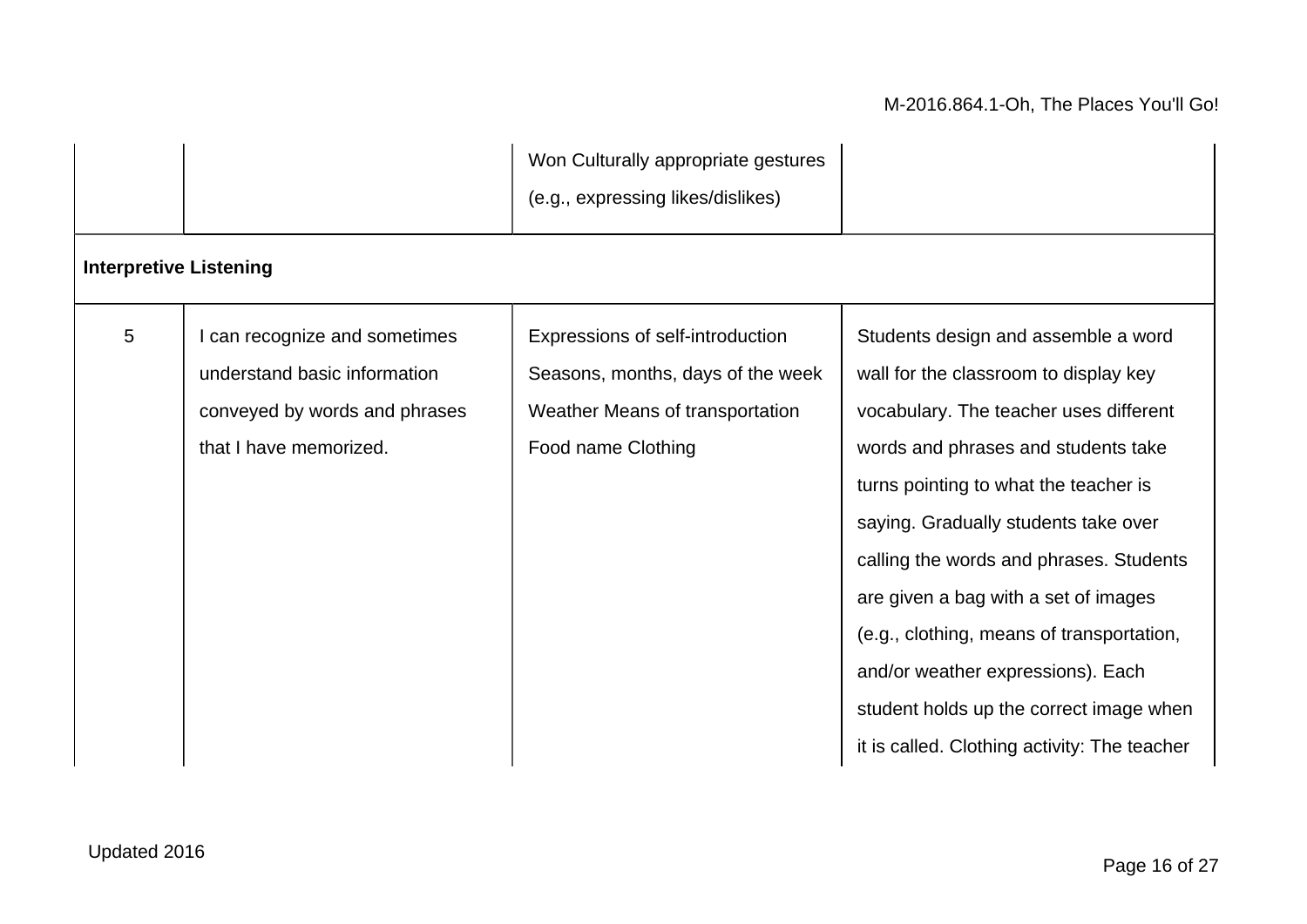| | | | |
|---|---|---|---|
| | | Won Culturally appropriate gestures (e.g., expressing likes/dislikes) | |
| **Interpretive Listening** | | | |
| 5 | I can recognize and sometimes understand basic information conveyed by words and phrases that I have memorized. | Expressions of self-introduction Seasons, months, days of the week Weather Means of transportation Food name Clothing | Students design and assemble a word wall for the classroom to display key vocabulary. The teacher uses different words and phrases and students take turns pointing to what the teacher is saying. Gradually students take over calling the words and phrases. Students are given a bag with a set of images (e.g., clothing, means of transportation, and/or weather expressions). Each student holds up the correct image when it is called. Clothing activity: The teacher |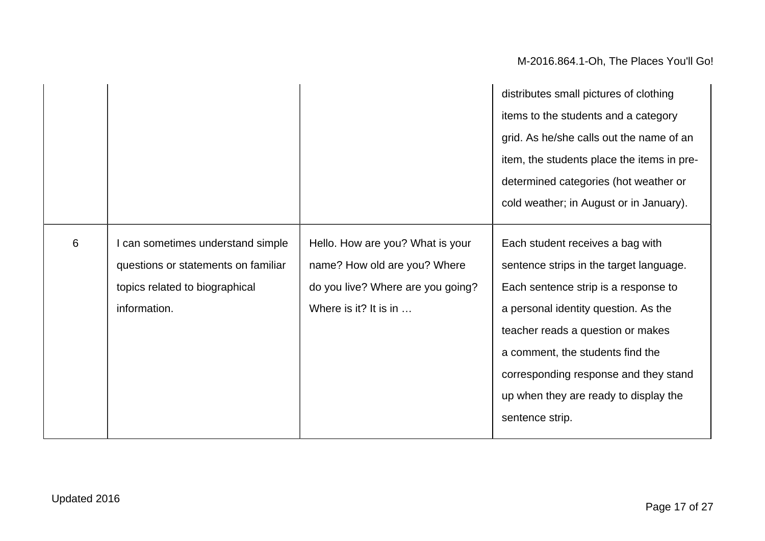|  |  |  |  |
|---|---|---|---|
|  |  |  | distributes small pictures of clothing items to the students and a category grid. As he/she calls out the name of an item, the students place the items in pre-determined categories (hot weather or cold weather; in August or in January). |
| 6 | I can sometimes understand simple questions or statements on familiar topics related to biographical information. | Hello. How are you? What is your name? How old are you? Where do you live? Where are you going? Where is it? It is in … | Each student receives a bag with sentence strips in the target language. Each sentence strip is a response to a personal identity question. As the teacher reads a question or makes a comment, the students find the corresponding response and they stand up when they are ready to display the sentence strip. |

Updated 2016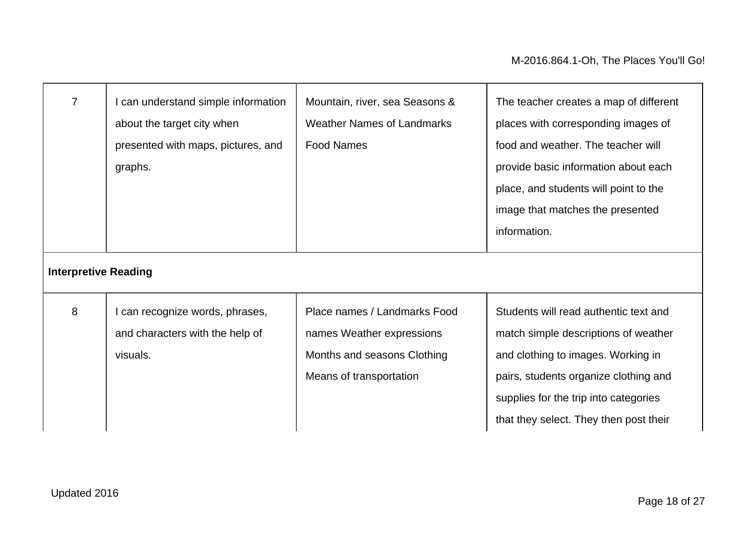| | | | |
|---|---|---|---|
| 7 | I can understand simple information about the target city when presented with maps, pictures, and graphs. | Mountain, river, sea Seasons & Weather Names of Landmarks Food Names | The teacher creates a map of different places with corresponding images of food and weather. The teacher will provide basic information about each place, and students will point to the image that matches the presented information. |
| **Interpretive Reading** | | | |
| 8 | I can recognize words, phrases, and characters with the help of visuals. | Place names / Landmarks Food names Weather expressions Months and seasons Clothing Means of transportation | Students will read authentic text and match simple descriptions of weather and clothing to images. Working in pairs, students organize clothing and supplies for the trip into categories that they select. They then post their |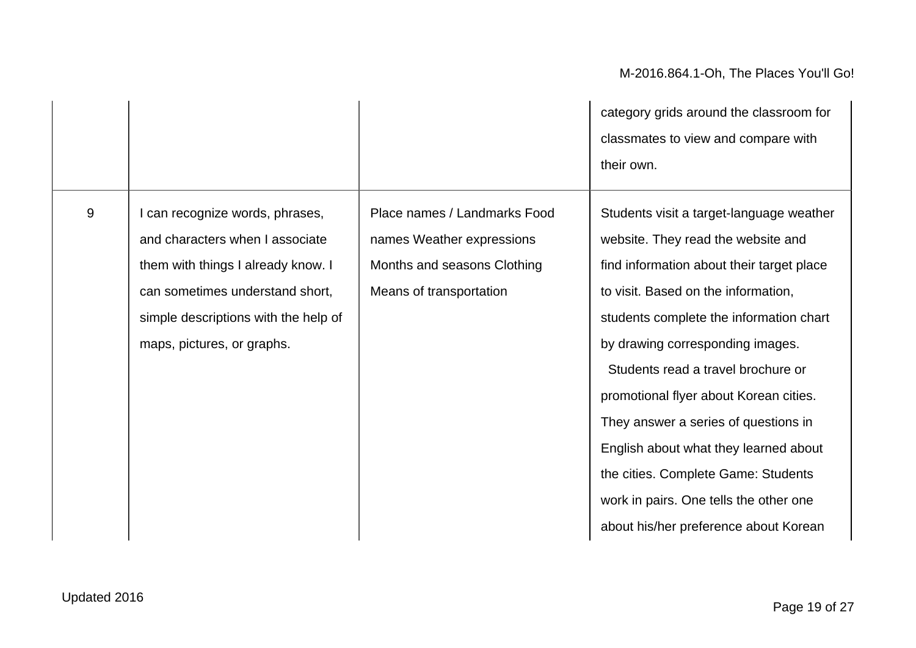| | | | |
|---|---|---|---|
| | | | category grids around the classroom for classmates to view and compare with their own. |
| 9 | I can recognize words, phrases, and characters when I associate them with things I already know. I can sometimes understand short, simple descriptions with the help of maps, pictures, or graphs. | Place names / Landmarks Food names Weather expressions Months and seasons Clothing Means of transportation | Students visit a target-language weather website. They read the website and find information about their target place to visit. Based on the information, students complete the information chart by drawing corresponding images. Students read a travel brochure or promotional flyer about Korean cities. They answer a series of questions in English about what they learned about the cities. Complete Game: Students work in pairs. One tells the other one about his/her preference about Korean |

Updated 2016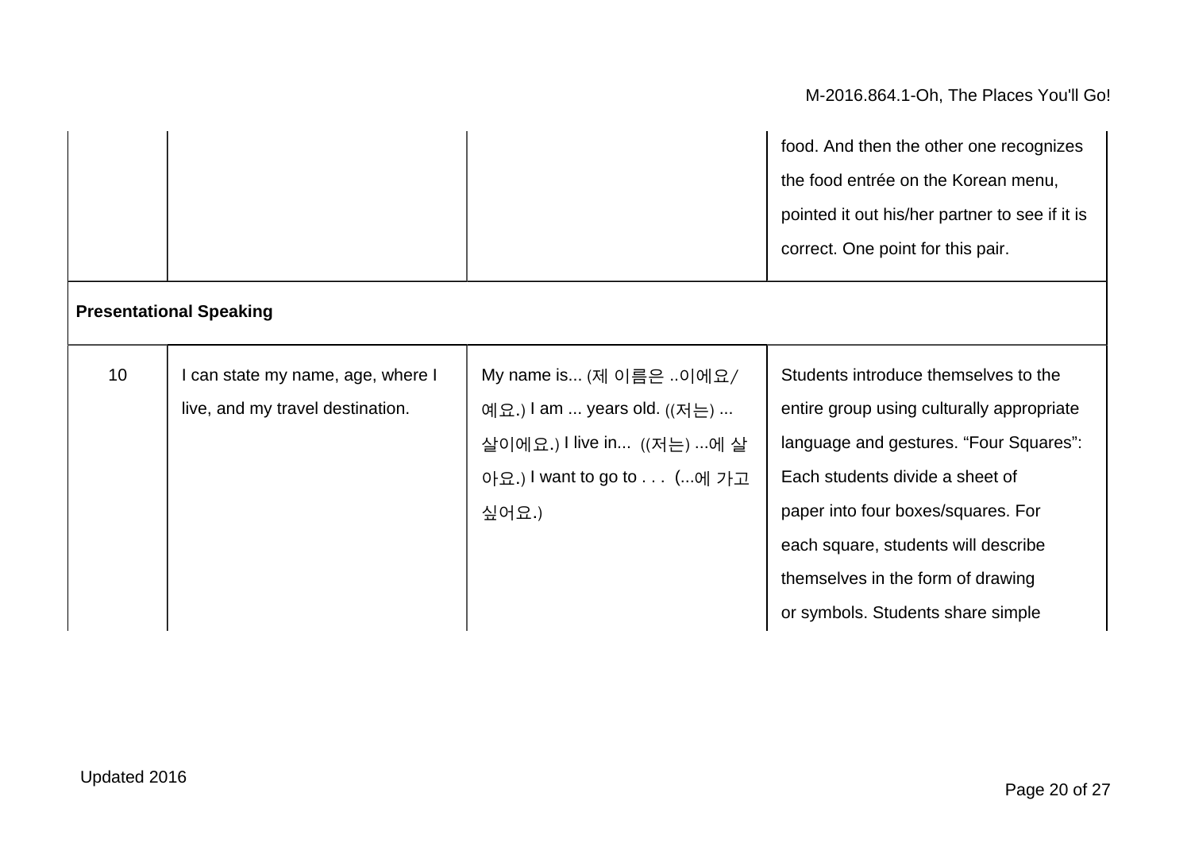| | | | |
|---|---|---|---|
| | | | food. And then the other one recognizes the food entrée on the Korean menu, pointed it out his/her partner to see if it is correct. One point for this pair. |
| **Presentational Speaking** | | | |
| 10 | I can state my name, age, where I live, and my travel destination. | My name is... (제 이름은 ..이에요/예요.) I am ... years old. ((저는) ... 살이에요.) I live in... ((저는) ...에 살아요.) I want to go to . . . (...에 가고 싶어요.) | Students introduce themselves to the entire group using culturally appropriate language and gestures. "Four Squares": Each students divide a sheet of paper into four boxes/squares. For each square, students will describe themselves in the form of drawing or symbols. Students share simple |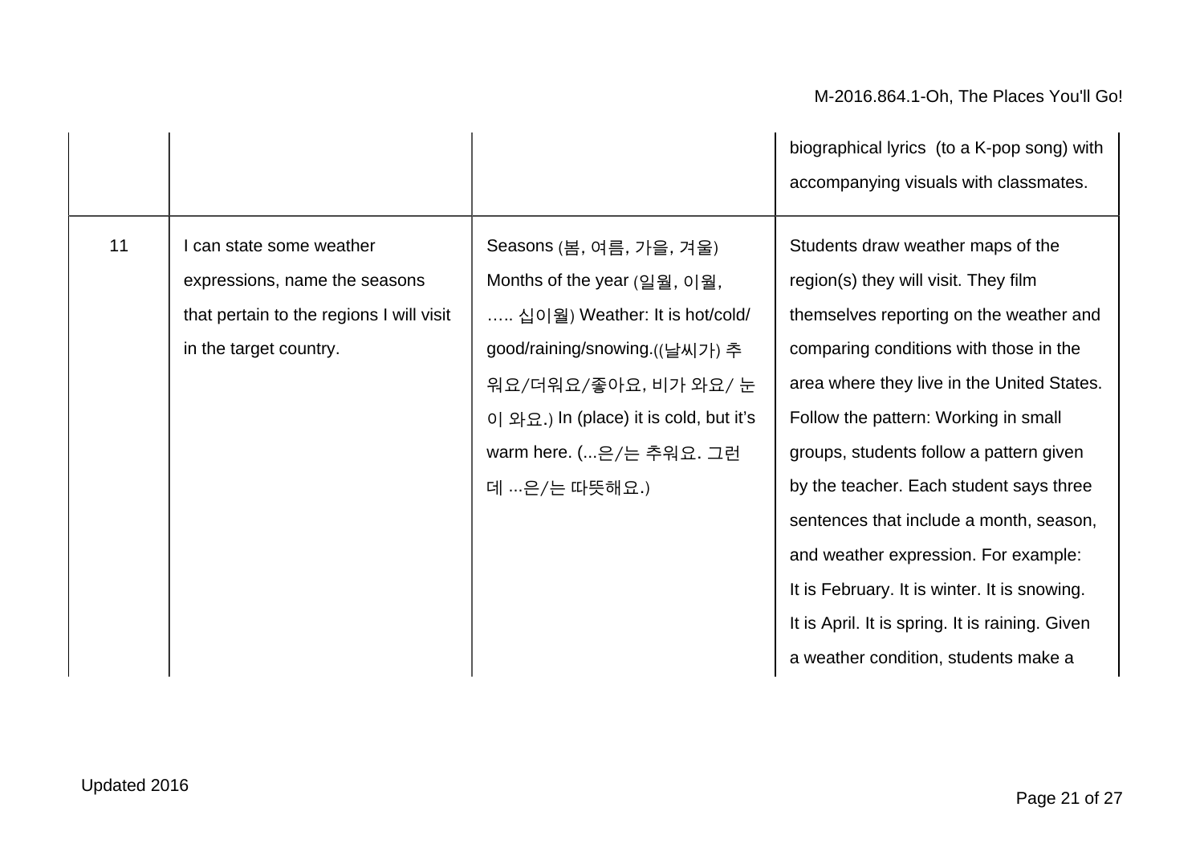| | | | |
|---|---|---|---|
| | | | biographical lyrics (to a K-pop song) with accompanying visuals with classmates. |
| 11 | I can state some weather expressions, name the seasons that pertain to the regions I will visit in the target country. | Seasons (봄, 여름, 가을, 겨울) Months of the year (일월, 이월, ….. 십이월) Weather: It is hot/cold/ good/raining/snowing.((날씨가) 추워요/더워요/좋아요, 비가 와요/ 눈이 와요.) In (place) it is cold, but it's warm here. (...은/는 추워요. 그런데 ...은/는 따뜻해요.) | Students draw weather maps of the region(s) they will visit. They film themselves reporting on the weather and comparing conditions with those in the area where they live in the United States. Follow the pattern: Working in small groups, students follow a pattern given by the teacher. Each student says three sentences that include a month, season, and weather expression. For example: It is February. It is winter. It is snowing. It is April. It is spring. It is raining. Given a weather condition, students make a |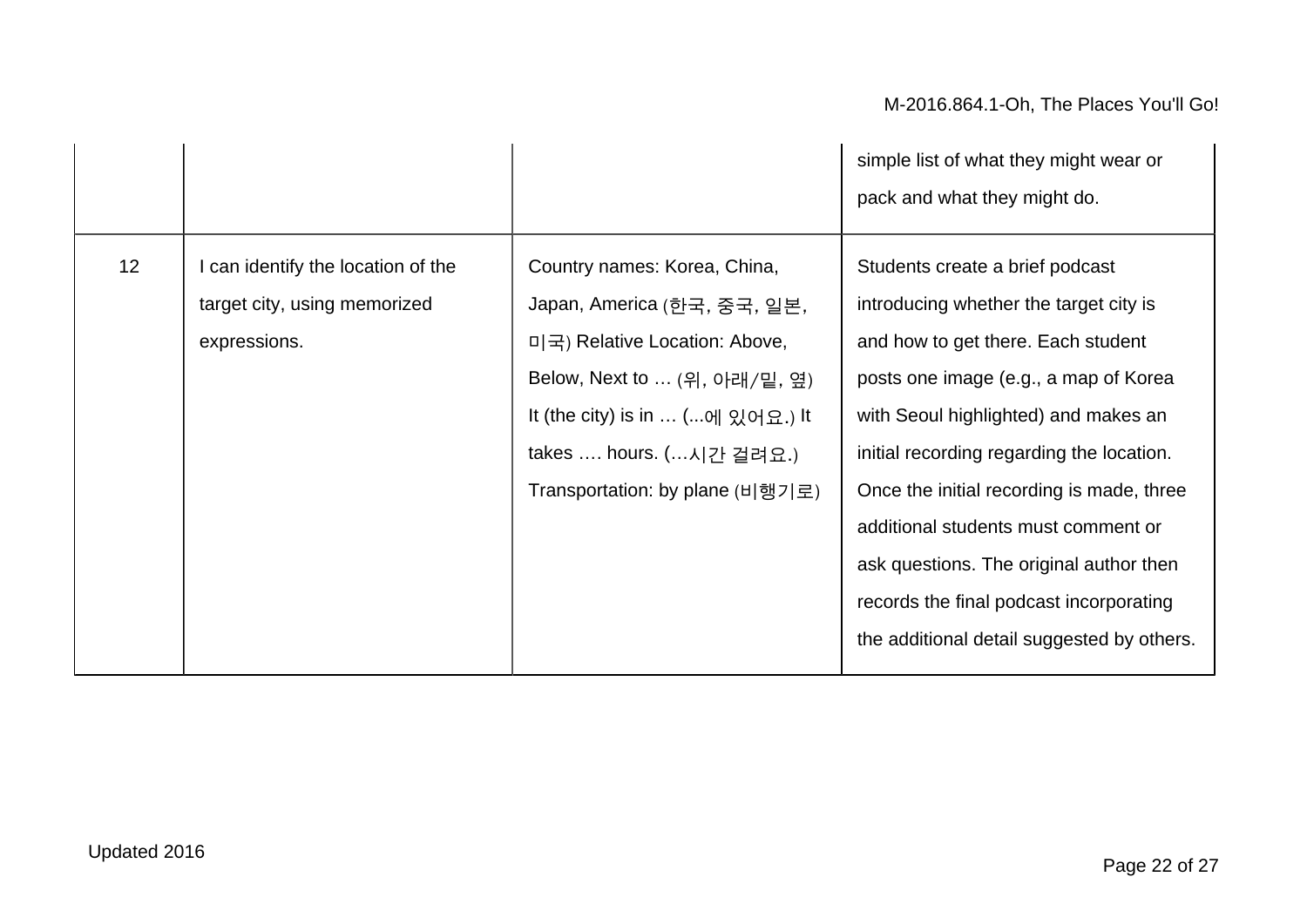|  |  |  | simple list of what they might wear or pack and what they might do. |
|---|---|---|---|
| 12 | I can identify the location of the target city, using memorized expressions. | Country names: Korea, China, Japan, America (한국, 중국, 일본, 미국) Relative Location: Above, Below, Next to … (위, 아래/밑, 옆) It (the city) is in … (...에 있어요.) It takes …. hours. (…시간 걸려요.) Transportation: by plane (비행기로) | Students create a brief podcast introducing whether the target city is and how to get there. Each student posts one image (e.g., a map of Korea with Seoul highlighted) and makes an initial recording regarding the location. Once the initial recording is made, three additional students must comment or ask questions. The original author then records the final podcast incorporating the additional detail suggested by others. |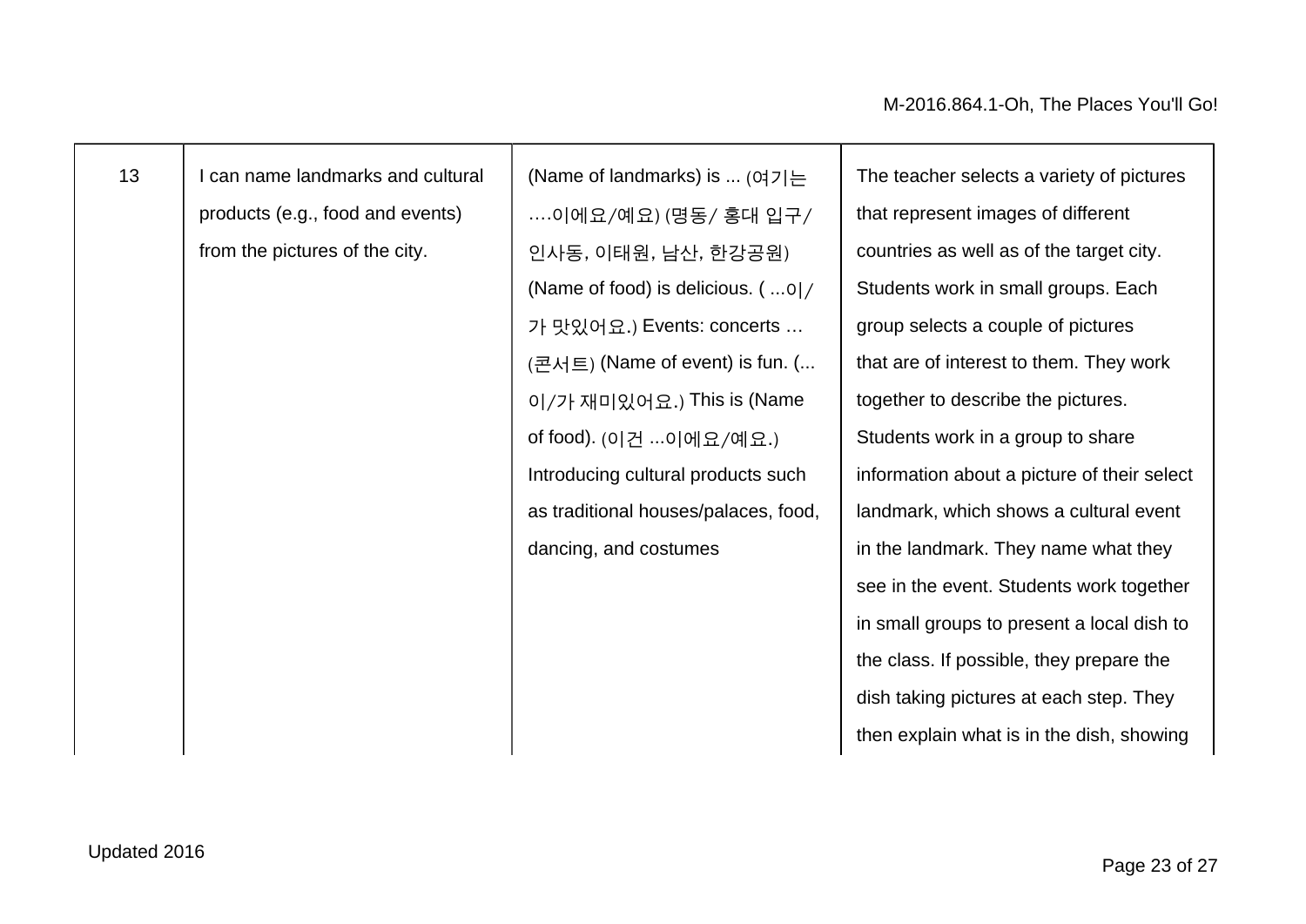| 13 | I can name landmarks and cultural products (e.g., food and events) from the pictures of the city. | (Name of landmarks) is ... (여기는 ….이에요/예요) (명동/ 홍대 입구/ 인사동, 이태원, 남산, 한강공원) (Name of food) is delicious. ( ...이/ 가 맛있어요.) Events: concerts … (콘서트) (Name of event) is fun. (... 이/가 재미있어요.) This is (Name of food). (이건 ...이에요/예요.) Introducing cultural products such as traditional houses/palaces, food, dancing, and costumes | The teacher selects a variety of pictures that represent images of different countries as well as of the target city. Students work in small groups. Each group selects a couple of pictures that are of interest to them. They work together to describe the pictures. Students work in a group to share information about a picture of their select landmark, which shows a cultural event in the landmark. They name what they see in the event. Students work together in small groups to present a local dish to the class. If possible, they prepare the dish taking pictures at each step. They then explain what is in the dish, showing |
|---|---|---|---|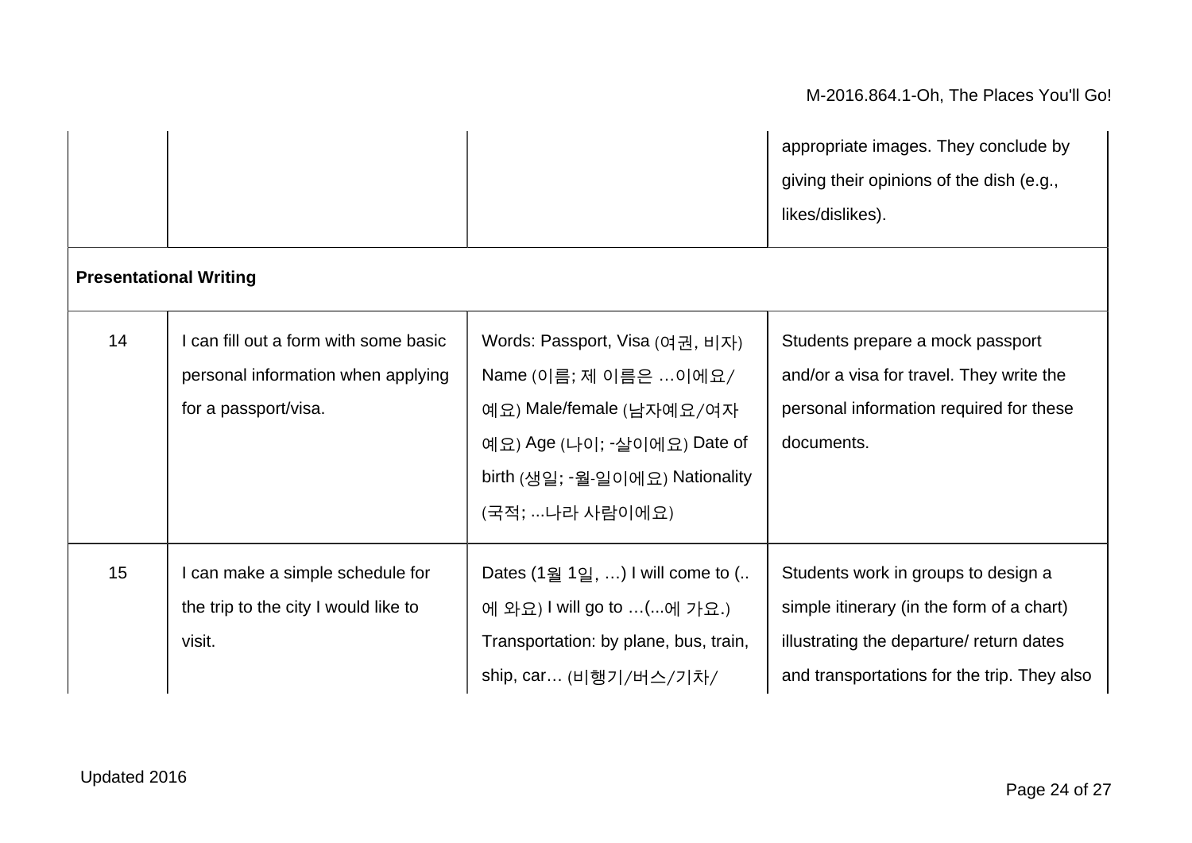| | | | |
|---|---|---|---|
| | | | appropriate images. They conclude by giving their opinions of the dish (e.g., likes/dislikes). |
| **Presentational Writing** | | | |
| 14 | I can fill out a form with some basic personal information when applying for a passport/visa. | Words: Passport, Visa (여권, 비자) Name (이름; 제 이름은 …이에요/예요) Male/female (남자예요/여자예요) Age (나이; -살이에요) Date of birth (생일; -월-일이에요) Nationality (국적; ...나라 사람이에요) | Students prepare a mock passport and/or a visa for travel. They write the personal information required for these documents. |
| 15 | I can make a simple schedule for the trip to the city I would like to visit. | Dates (1월 1일, …) I will come to (..에 와요) I will go to …(...에 가요.) Transportation: by plane, bus, train, ship, car… (비행기/버스/기차/ | Students work in groups to design a simple itinerary (in the form of a chart) illustrating the departure/ return dates and transportations for the trip. They also |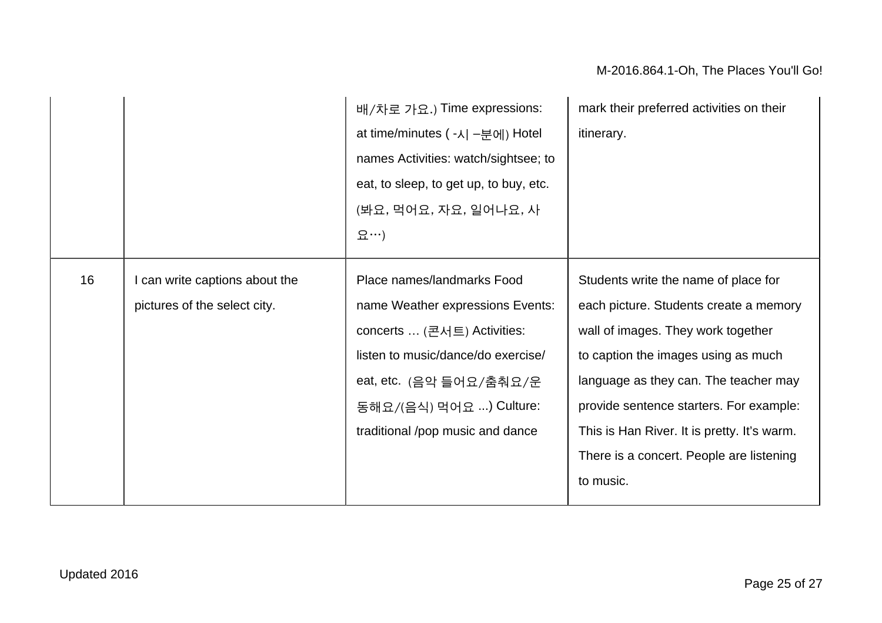|  |  |  |  |
|---|---|---|---|
|  |  | 배/차로 가요.) Time expressions: at time/minutes ( -시 –분에) Hotel names Activities: watch/sightsee; to eat, to sleep, to get up, to buy, etc. (봐요, 먹어요, 자요, 일어나요, 사요…) | mark their preferred activities on their itinerary. |
| 16 | I can write captions about the pictures of the select city. | Place names/landmarks Food name Weather expressions Events: concerts … (콘서트) Activities: listen to music/dance/do exercise/ eat, etc. (음악 들어요/춤춰요/운동해요/(음식) 먹어요 ...) Culture: traditional /pop music and dance | Students write the name of place for each picture. Students create a memory wall of images. They work together to caption the images using as much language as they can. The teacher may provide sentence starters. For example: This is Han River. It is pretty. It's warm. There is a concert. People are listening to music. |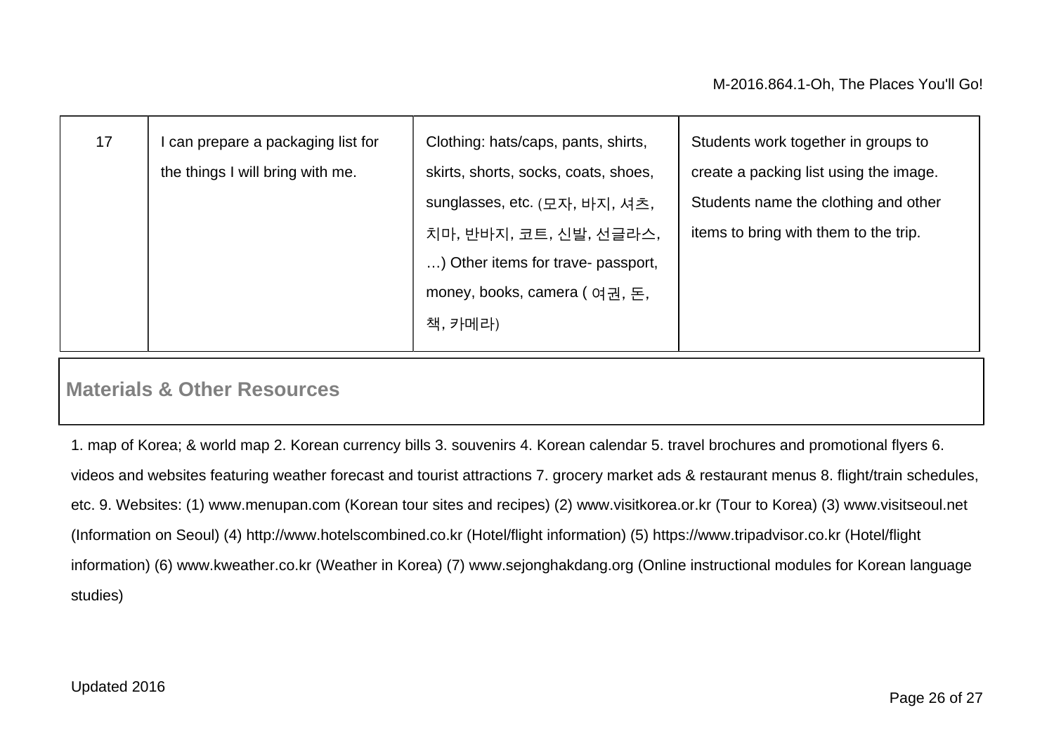| 17 | I can prepare a packaging list for the things I will bring with me. | Clothing: hats/caps, pants, shirts, skirts, shorts, socks, coats, shoes, sunglasses, etc. (모자, 바지, 셔츠, 치마, 반바지, 코트, 신발, 선글라스, …) Other items for trave- passport, money, books, camera ( 여권, 돈, 책, 카메라) | Students work together in groups to create a packing list using the image. Students name the clothing and other items to bring with them to the trip. |
|---|---|---|---|

## Materials & Other Resources

1. map of Korea; & world map 2. Korean currency bills 3. souvenirs 4. Korean calendar 5. travel brochures and promotional flyers 6. videos and websites featuring weather forecast and tourist attractions 7. grocery market ads & restaurant menus 8. flight/train schedules, etc. 9. Websites: (1) www.menupan.com (Korean tour sites and recipes) (2) www.visitkorea.or.kr (Tour to Korea) (3) www.visitseoul.net (Information on Seoul) (4) http://www.hotelscombined.co.kr (Hotel/flight information) (5) https://www.tripadvisor.co.kr (Hotel/flight information) (6) www.kweather.co.kr (Weather in Korea) (7) www.sejonghakdang.org (Online instructional modules for Korean language studies)

Updated 2016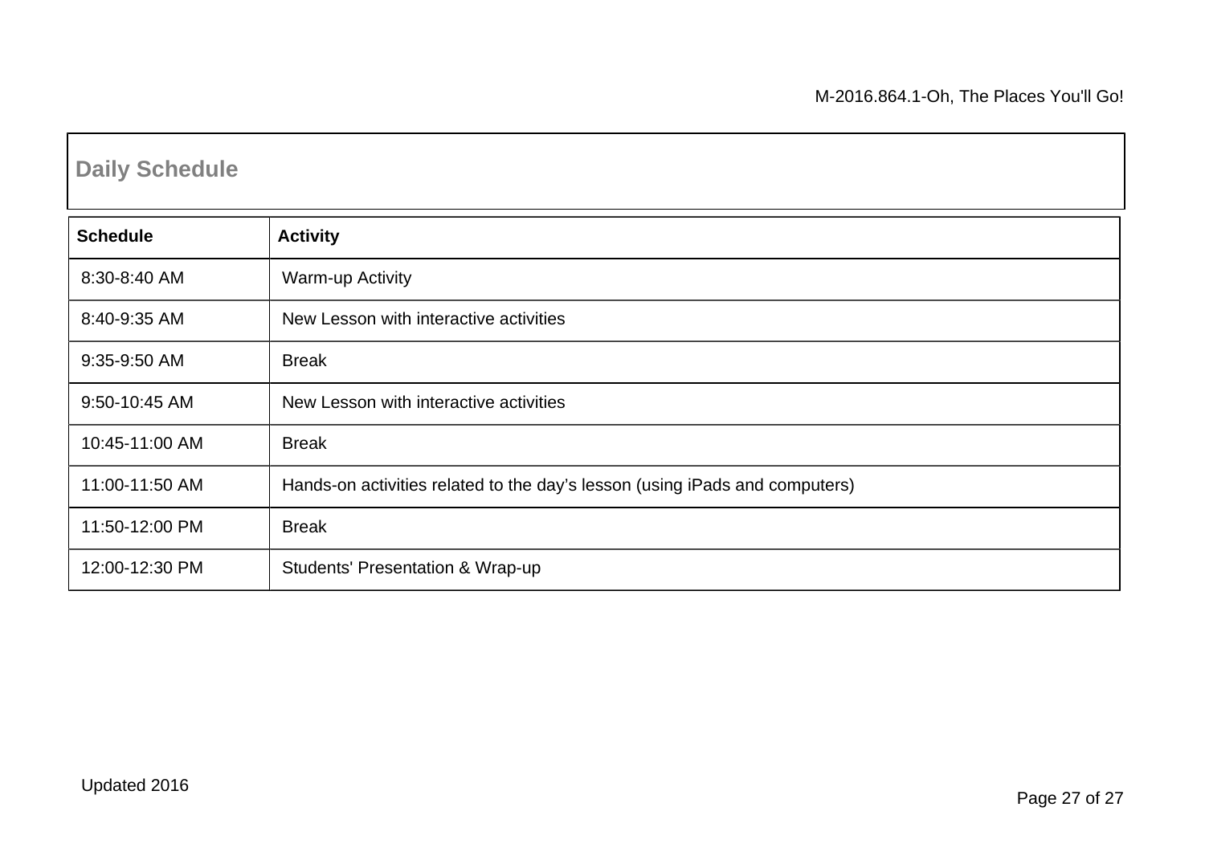## Daily Schedule

| Schedule | Activity |
| --- | --- |
| 8:30-8:40 AM | Warm-up Activity |
| 8:40-9:35 AM | New Lesson with interactive activities |
| 9:35-9:50 AM | Break |
| 9:50-10:45 AM | New Lesson with interactive activities |
| 10:45-11:00 AM | Break |
| 11:00-11:50 AM | Hands-on activities related to the day's lesson (using iPads and computers) |
| 11:50-12:00 PM | Break |
| 12:00-12:30 PM | Students' Presentation & Wrap-up |